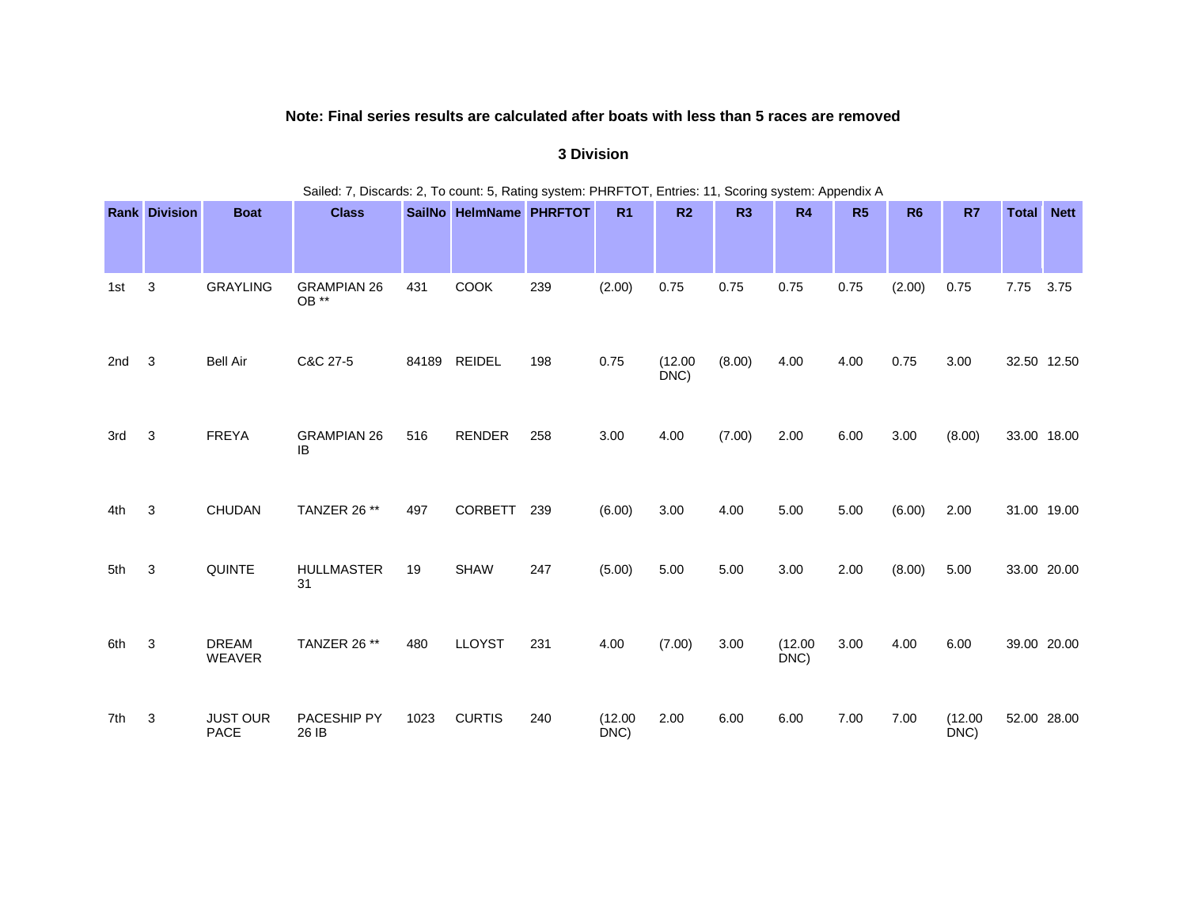**Note: Final series results are calculated after boats with less than 5 races are removed**

### 3 Division

Sailed: 7, Discards: 2, To count: 5, Rating system: PHRFTOT, Entries: 11, Scoring system: Appendix A

| Rank | Division | Boat | Class | SailNo | HelmName | PHRFTOT | R1 | R2 | R3 | R4 | R5 | R6 | R7 | Total | Nett |
|---|---|---|---|---|---|---|---|---|---|---|---|---|---|---|---|
| 1st | 3 | GRAYLING | GRAMPIAN 26 OB ** | 431 | COOK | 239 | (2.00) | 0.75 | 0.75 | 0.75 | 0.75 | (2.00) | 0.75 | 7.75 | 3.75 |
| 2nd | 3 | Bell Air | C&C 27-5 | 84189 | REIDEL | 198 | 0.75 | (12.00 DNC) | (8.00) | 4.00 | 4.00 | 0.75 | 3.00 | 32.50 | 12.50 |
| 3rd | 3 | FREYA | GRAMPIAN 26 IB | 516 | RENDER | 258 | 3.00 | 4.00 | (7.00) | 2.00 | 6.00 | 3.00 | (8.00) | 33.00 | 18.00 |
| 4th | 3 | CHUDAN | TANZER 26 ** | 497 | CORBETT | 239 | (6.00) | 3.00 | 4.00 | 5.00 | 5.00 | (6.00) | 2.00 | 31.00 | 19.00 |
| 5th | 3 | QUINTE | HULLMASTER 31 | 19 | SHAW | 247 | (5.00) | 5.00 | 5.00 | 3.00 | 2.00 | (8.00) | 5.00 | 33.00 | 20.00 |
| 6th | 3 | DREAM WEAVER | TANZER 26 ** | 480 | LLOYST | 231 | 4.00 | (7.00) | 3.00 | (12.00 DNC) | 3.00 | 4.00 | 6.00 | 39.00 | 20.00 |
| 7th | 3 | JUST OUR PACE | PACESHIP PY 26 IB | 1023 | CURTIS | 240 | (12.00 DNC) | 2.00 | 6.00 | 6.00 | 7.00 | 7.00 | (12.00 DNC) | 52.00 | 28.00 |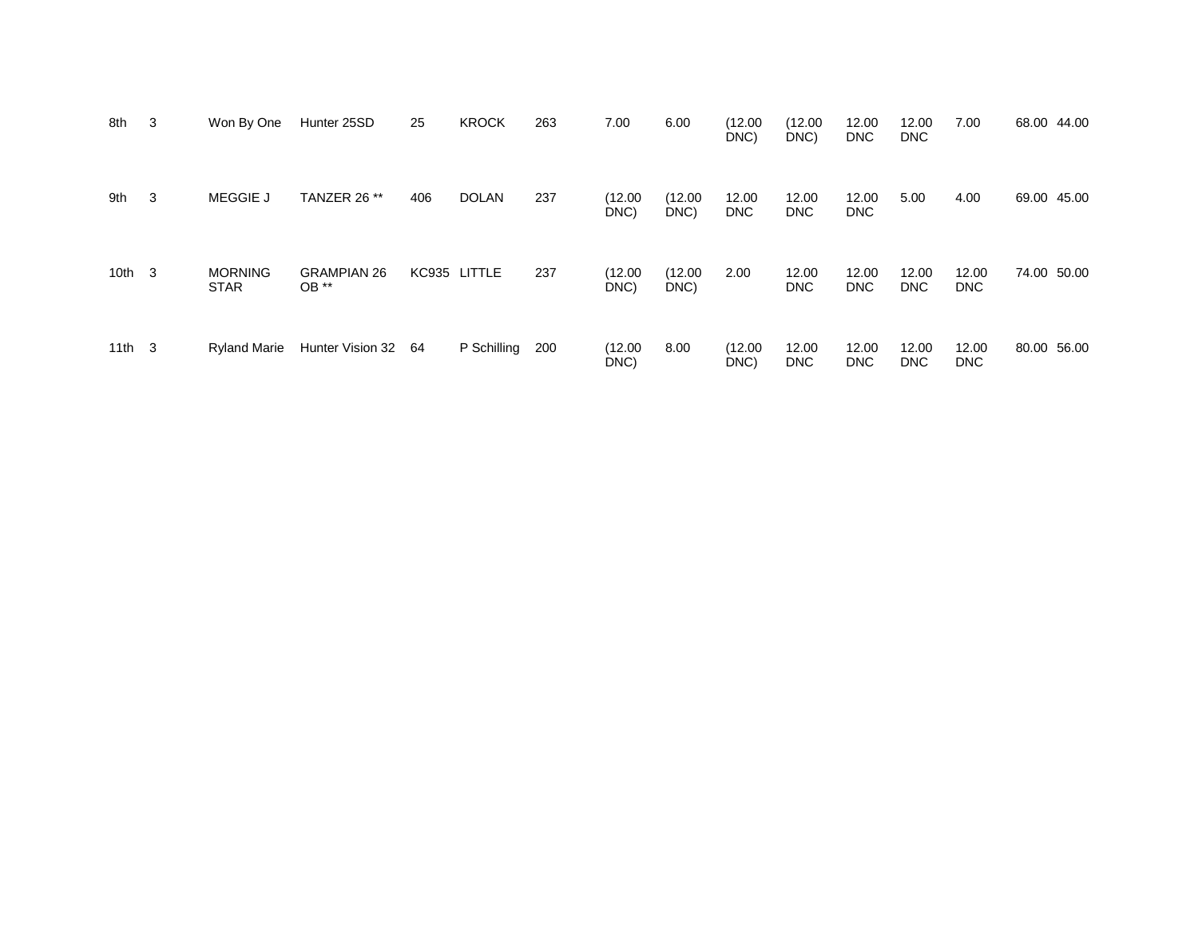| | | | | | | | | | | | | | | | | |
|---|---|---|---|---|---|---|---|---|---|---|---|---|---|---|---|---|
| 8th | 3 | Won By One | Hunter 25SD | 25 | KROCK | 263 | 7.00 | 6.00 | (12.00 DNC) | (12.00 DNC) | 12.00 DNC | 12.00 DNC | 7.00 | 68.00 | 44.00 |
| 9th | 3 | MEGGIE J | TANZER 26 ** | 406 | DOLAN | 237 | (12.00 DNC) | (12.00 DNC) | 12.00 DNC | 12.00 DNC | 12.00 DNC | 5.00 | 4.00 | 69.00 | 45.00 |
| 10th | 3 | MORNING STAR | GRAMPIAN 26 OB ** | KC935 | LITTLE | 237 | (12.00 DNC) | (12.00 DNC) | 2.00 | 12.00 DNC | 12.00 DNC | 12.00 DNC | 12.00 DNC | 74.00 | 50.00 |
| 11th | 3 | Ryland Marie | Hunter Vision 32 | 64 | P Schilling | 200 | (12.00 DNC) | 8.00 | (12.00 DNC) | 12.00 DNC | 12.00 DNC | 12.00 DNC | 12.00 DNC | 80.00 | 56.00 |